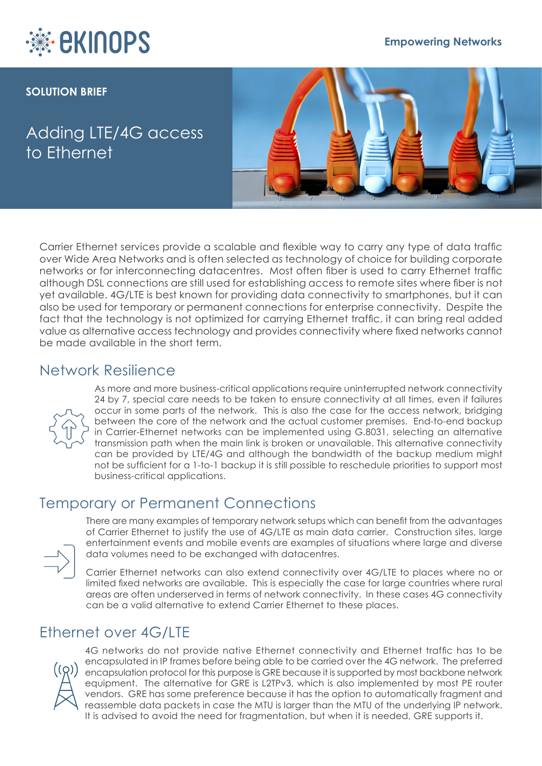SOLUTION BRIEF

# Adding LTE/4G access to Ethernet

Carrier Ethernet services provide a scalable and flexible way to carry any type of data traffic over Wide Area Networks and is often selected as technology of choice for building corporate networks or for interconnecting datacentres. Most often fiber is used to carry Ethernet traffic although DSL connections are still used for establishing access to remote sites where fiber is not yet available. 4G/LTE is best known for providing data connectivity to smartphones, but it can also be used for temporary or permanent connections for enterprise connectivity. Despite the fact that the technology is not optimized for carrying Ethernet traffic, it can bring real added value as alternative access technology and provides connectivity where fixed networks cannot be made available in the short term.

## Network Resilience

As more and more business-critical applications require uninterrupted network connectivity 24 by 7, special care needs to be taken to ensure connectivity at all times, even if failures occur in some parts of the network. This is also the case for the access network, bridging between the core of the network and the actual customer premises. End-to-end backup in Carrier-Ethernet networks can be implemented using G.8031, selecting an alternative transmission path when the main link is broken or unavailable. This alternative connectivity can be provided by LTE/4G and although the bandwidth of the backup medium might not be sufficient for a 1-to-1 backup it is still possible to reschedule priorities to support most business-critical applications.

## Temporary or Permanent Connections

There are many examples of temporary network setups which can benefit from the advantages of Carrier Ethernet to justify the use of 4G/LTE as main data carrier. Construction sites, large entertainment events and mobile events are examples of situations where large and diverse data volumes need to be exchanged with datacentres.

Carrier Ethernet networks can also extend connectivity over 4G/LTE to places where no or limited fixed networks are available. This is especially the case for large countries where rural areas are often underserved in terms of network connectivity. In these cases 4G connectivity can be a valid alternative to extend Carrier Ethernet to these places.

## Ethernet over 4G/LTE

4G networks do not provide native Ethernet connectivity and Ethernet traffic has to be encapsulated in IP frames before being able to be carried over the 4G network. The preferred encapsulation protocol for this purpose is GRE because it is supported by most backbone network equipment. The alternative for GRE is L2TPv3, which is also implemented by most PE router vendors. GRE has some preference because it has the option to automatically fragment and reassemble data packets in case the MTU is larger than the MTU of the underlying IP network. It is advised to avoid the need for fragmentation, but when it is needed, GRE supports it.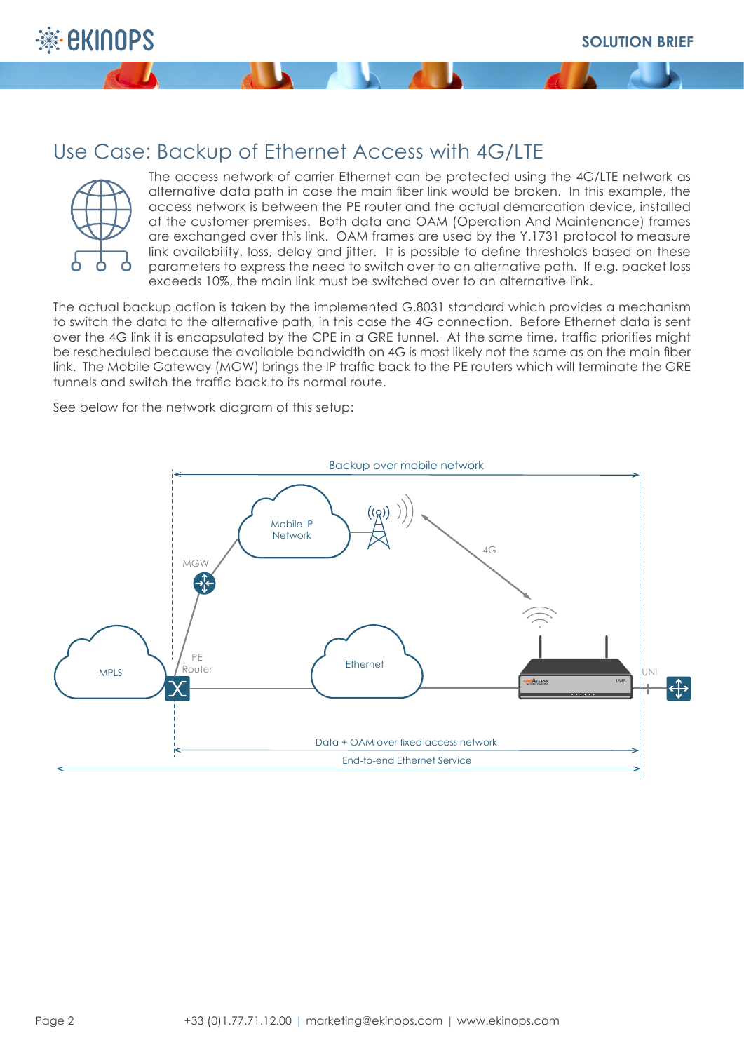# Use Case: Backup of Ethernet Access with 4G/LTE

The access network of carrier Ethernet can be protected using the 4G/LTE network as alternative data path in case the main fiber link would be broken. In this example, the access network is between the PE router and the actual demarcation device, installed at the customer premises. Both data and OAM (Operation And Maintenance) frames are exchanged over this link. OAM frames are used by the Y.1731 protocol to measure link availability, loss, delay and jitter. It is possible to define thresholds based on these parameters to express the need to switch over to an alternative path. If e.g. packet loss exceeds 10%, the main link must be switched over to an alternative link.

The actual backup action is taken by the implemented G.8031 standard which provides a mechanism to switch the data to the alternative path, in this case the 4G connection. Before Ethernet data is sent over the 4G link it is encapsulated by the CPE in a GRE tunnel. At the same time, traffic priorities might be rescheduled because the available bandwidth on 4G is most likely not the same as on the main fiber link. The Mobile Gateway (MGW) brings the IP traffic back to the PE routers which will terminate the GRE tunnels and switch the traffic back to its normal route.

See below for the network diagram of this setup:

Backup over mobile network

Mobile IP Network

MGW

4G

MPLS

PE Router

Ethernet

UNI

Data + OAM over fixed access network

End-to-end Ethernet Service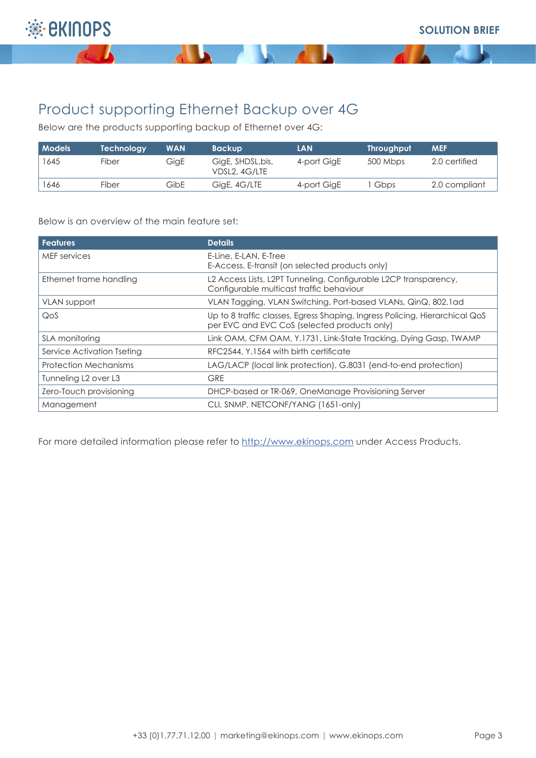## Product supporting Ethernet Backup over 4G

Below are the products supporting backup of Ethernet over 4G:

| Models | Technology | WAN | Backup | LAN | Throughput | MEF |
|---|---|---|---|---|---|---|
| 1645 | Fiber | GigE | GigE, SHDSL.bis, VDSL2, 4G/LTE | 4-port GigE | 500 Mbps | 2.0 certified |
| 1646 | Fiber | GibE | GigE, 4G/LTE | 4-port GigE | 1 Gbps | 2.0 compliant |

Below is an overview of the main feature set:

| Features | Details |
|---|---|
| MEF services | E-Line, E-LAN, E-Tree<br>E-Access, E-transit (on selected products only) |
| Ethernet frame handling | L2 Access Lists, L2PT Tunneling, Configurable L2CP transparency, Configurable multicast traffic behaviour |
| VLAN support | VLAN Tagging, VLAN Switching, Port-based VLANs, QinQ, 802.1ad |
| QoS | Up to 8 traffic classes, Egress Shaping, Ingress Policing, Hierarchical QoS per EVC and EVC CoS (selected products only) |
| SLA monitoring | Link OAM, CFM OAM, Y.1731, Link-State Tracking, Dying Gasp, TWAMP |
| Service Activation Tseting | RFC2544, Y.1564 with birth certificate |
| Protection Mechanisms | LAG/LACP (local link protection), G.8031 (end-to-end protection) |
| Tunneling L2 over L3 | GRE |
| Zero-Touch provisioning | DHCP-based or TR-069, OneManage Provisioning Server |
| Management | CLI, SNMP, NETCONF/YANG (1651-only) |

For more detailed information please refer to [http://www.ekinops.com](http://www.ekinops.com) under Access Products.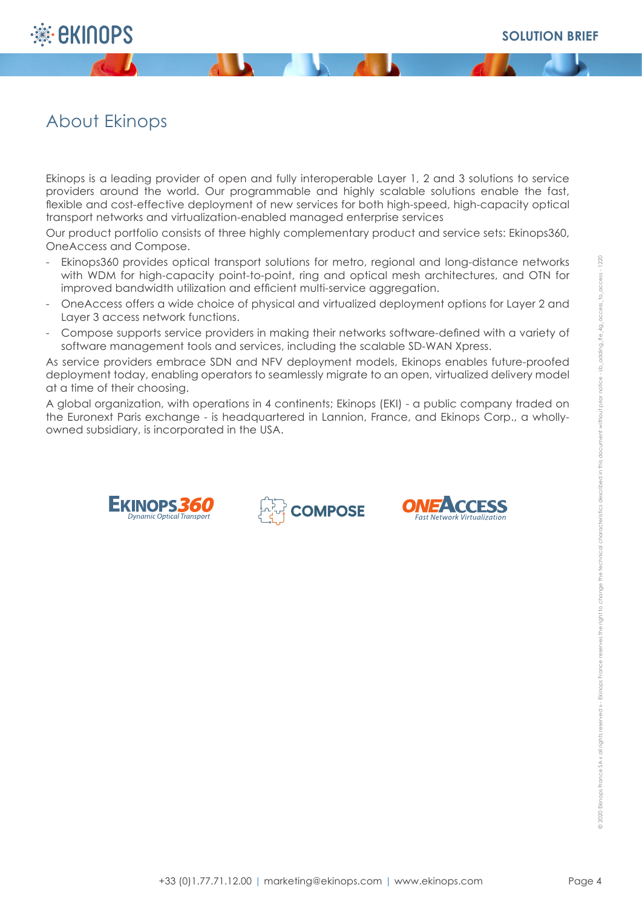# About Ekinops

Ekinops is a leading provider of open and fully interoperable Layer 1, 2 and 3 solutions to service providers around the world. Our programmable and highly scalable solutions enable the fast, flexible and cost-effective deployment of new services for both high-speed, high-capacity optical transport networks and virtualization-enabled managed enterprise services

Our product portfolio consists of three highly complementary product and service sets: Ekinops360, OneAccess and Compose.

- Ekinops360 provides optical transport solutions for metro, regional and long-distance networks with WDM for high-capacity point-to-point, ring and optical mesh architectures, and OTN for improved bandwidth utilization and efficient multi-service aggregation.
- OneAccess offers a wide choice of physical and virtualized deployment options for Layer 2 and Layer 3 access network functions.
- Compose supports service providers in making their networks software-defined with a variety of software management tools and services, including the scalable SD-WAN Xpress.

As service providers embrace SDN and NFV deployment models, Ekinops enables future-proofed deployment today, enabling operators to seamlessly migrate to an open, virtualized delivery model at a time of their choosing.

A global organization, with operations in 4 continents; Ekinops (EKI) - a public company traded on the Euronext Paris exchange - is headquartered in Lannion, France, and Ekinops Corp., a wholly-owned subsidiary, is incorporated in the USA.

EKINOPS360 Dynamic Optical Transport

COMPOSE

ONEACCESS Fast Network Virtualization

© 2020 Ekinops France SA « all rights reserved » - Ekinops France reserves the right to change the technical characteristics described in this document without prior notice - sb_adding_lte_4g_access_to_access - 1220

+33 (0)1.77.71.12.00 | marketing@ekinops.com | www.ekinops.com